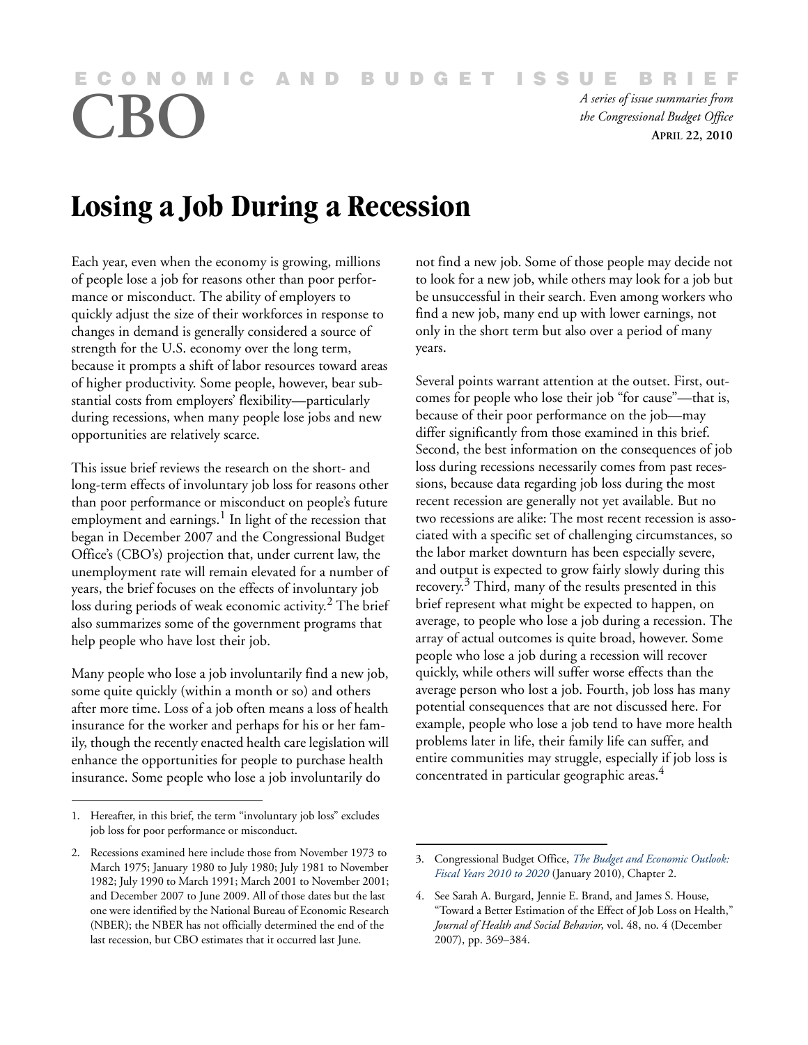# ECONOMIC AND BUDGET ISSUE BRIEF

# CBO

*A series of issue summaries from the Congressional Budget Office*

**APRIL 22, 2010**

# Losing a Job During a Recession

Each year, even when the economy is growing, millions of people lose a job for reasons other than poor performance or misconduct. The ability of employers to quickly adjust the size of their workforces in response to changes in demand is generally considered a source of strength for the U.S. economy over the long term, because it prompts a shift of labor resources toward areas of higher productivity. Some people, however, bear substantial costs from employers' flexibility—particularly during recessions, when many people lose jobs and new opportunities are relatively scarce.

This issue brief reviews the research on the short- and long-term effects of involuntary job loss for reasons other than poor performance or misconduct on people's future employment and earnings.[1] In light of the recession that began in December 2007 and the Congressional Budget Office's (CBO's) projection that, under current law, the unemployment rate will remain elevated for a number of years, the brief focuses on the effects of involuntary job loss during periods of weak economic activity.[2] The brief also summarizes some of the government programs that help people who have lost their job.

Many people who lose a job involuntarily find a new job, some quite quickly (within a month or so) and others after more time. Loss of a job often means a loss of health insurance for the worker and perhaps for his or her family, though the recently enacted health care legislation will enhance the opportunities for people to purchase health insurance. Some people who lose a job involuntarily do not find a new job. Some of those people may decide not to look for a new job, while others may look for a job but be unsuccessful in their search. Even among workers who find a new job, many end up with lower earnings, not only in the short term but also over a period of many years.

Several points warrant attention at the outset. First, outcomes for people who lose their job "for cause"—that is, because of their poor performance on the job—may differ significantly from those examined in this brief. Second, the best information on the consequences of job loss during recessions necessarily comes from past recessions, because data regarding job loss during the most recent recession are generally not yet available. But no two recessions are alike: The most recent recession is associated with a specific set of challenging circumstances, so the labor market downturn has been especially severe, and output is expected to grow fairly slowly during this recovery.[3] Third, many of the results presented in this brief represent what might be expected to happen, on average, to people who lose a job during a recession. The array of actual outcomes is quite broad, however. Some people who lose a job during a recession will recover quickly, while others will suffer worse effects than the average person who lost a job. Fourth, job loss has many potential consequences that are not discussed here. For example, people who lose a job tend to have more health problems later in life, their family life can suffer, and entire communities may struggle, especially if job loss is concentrated in particular geographic areas.[4]

---

1. Hereafter, in this brief, the term "involuntary job loss" excludes job loss for poor performance or misconduct.

2. Recessions examined here include those from November 1973 to March 1975; January 1980 to July 1980; July 1981 to November 1982; July 1990 to March 1991; March 2001 to November 2001; and December 2007 to June 2009. All of those dates but the last one were identified by the National Bureau of Economic Research (NBER); the NBER has not officially determined the end of the last recession, but CBO estimates that it occurred last June.

3. Congressional Budget Office, *The Budget and Economic Outlook: Fiscal Years 2010 to 2020* (January 2010), Chapter 2.

4. See Sarah A. Burgard, Jennie E. Brand, and James S. House, "Toward a Better Estimation of the Effect of Job Loss on Health," *Journal of Health and Social Behavior*, vol. 48, no. 4 (December 2007), pp. 369–384.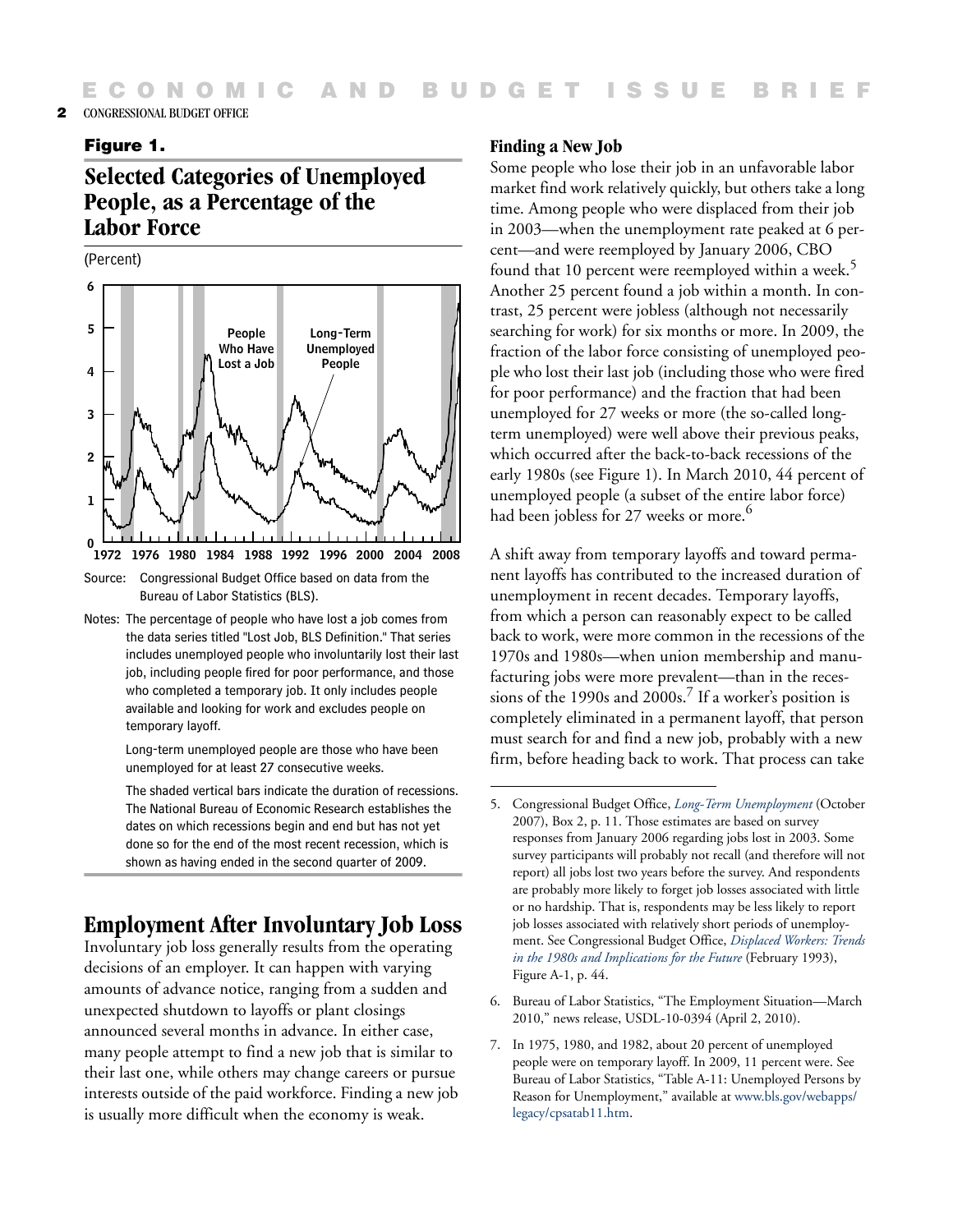### Figure 1.

## Selected Categories of Unemployed People, as a Percentage of the Labor Force

(Percent)

Source: Congressional Budget Office based on data from the Bureau of Labor Statistics (BLS).

Notes: The percentage of people who have lost a job comes from the data series titled "Lost Job, BLS Definition." That series includes unemployed people who involuntarily lost their last job, including people fired for poor performance, and those who completed a temporary job. It only includes people available and looking for work and excludes people on temporary layoff.

Long-term unemployed people are those who have been unemployed for at least 27 consecutive weeks.

The shaded vertical bars indicate the duration of recessions. The National Bureau of Economic Research establishes the dates on which recessions begin and end but has not yet done so for the end of the most recent recession, which is shown as having ended in the second quarter of 2009.

## Employment After Involuntary Job Loss

Involuntary job loss generally results from the operating decisions of an employer. It can happen with varying amounts of advance notice, ranging from a sudden and unexpected shutdown to layoffs or plant closings announced several months in advance. In either case, many people attempt to find a new job that is similar to their last one, while others may change careers or pursue interests outside of the paid workforce. Finding a new job is usually more difficult when the economy is weak.

### Finding a New Job

Some people who lose their job in an unfavorable labor market find work relatively quickly, but others take a long time. Among people who were displaced from their job in 2003—when the unemployment rate peaked at 6 percent—and were reemployed by January 2006, CBO found that 10 percent were reemployed within a week.[5] Another 25 percent found a job within a month. In contrast, 25 percent were jobless (although not necessarily searching for work) for six months or more. In 2009, the fraction of the labor force consisting of unemployed people who lost their last job (including those who were fired for poor performance) and the fraction that had been unemployed for 27 weeks or more (the so-called long-term unemployed) were well above their previous peaks, which occurred after the back-to-back recessions of the early 1980s (see Figure 1). In March 2010, 44 percent of unemployed people (a subset of the entire labor force) had been jobless for 27 weeks or more.[6]

A shift away from temporary layoffs and toward permanent layoffs has contributed to the increased duration of unemployment in recent decades. Temporary layoffs, from which a person can reasonably expect to be called back to work, were more common in the recessions of the 1970s and 1980s—when union membership and manufacturing jobs were more prevalent—than in the recessions of the 1990s and 2000s.[7] If a worker's position is completely eliminated in a permanent layoff, that person must search for and find a new job, probably with a new firm, before heading back to work. That process can take

5. Congressional Budget Office, *Long-Term Unemployment* (October 2007), Box 2, p. 11. Those estimates are based on survey responses from January 2006 regarding jobs lost in 2003. Some survey participants will probably not recall (and therefore will not report) all jobs lost two years before the survey. And respondents are probably more likely to forget job losses associated with little or no hardship. That is, respondents may be less likely to report job losses associated with relatively short periods of unemployment. See Congressional Budget Office, *Displaced Workers: Trends in the 1980s and Implications for the Future* (February 1993), Figure A-1, p. 44.

6. Bureau of Labor Statistics, "The Employment Situation—March 2010," news release, USDL-10-0394 (April 2, 2010).

7. In 1975, 1980, and 1982, about 20 percent of unemployed people were on temporary layoff. In 2009, 11 percent were. See Bureau of Labor Statistics, "Table A-11: Unemployed Persons by Reason for Unemployment," available at www.bls.gov/webapps/legacy/cpsatab11.htm.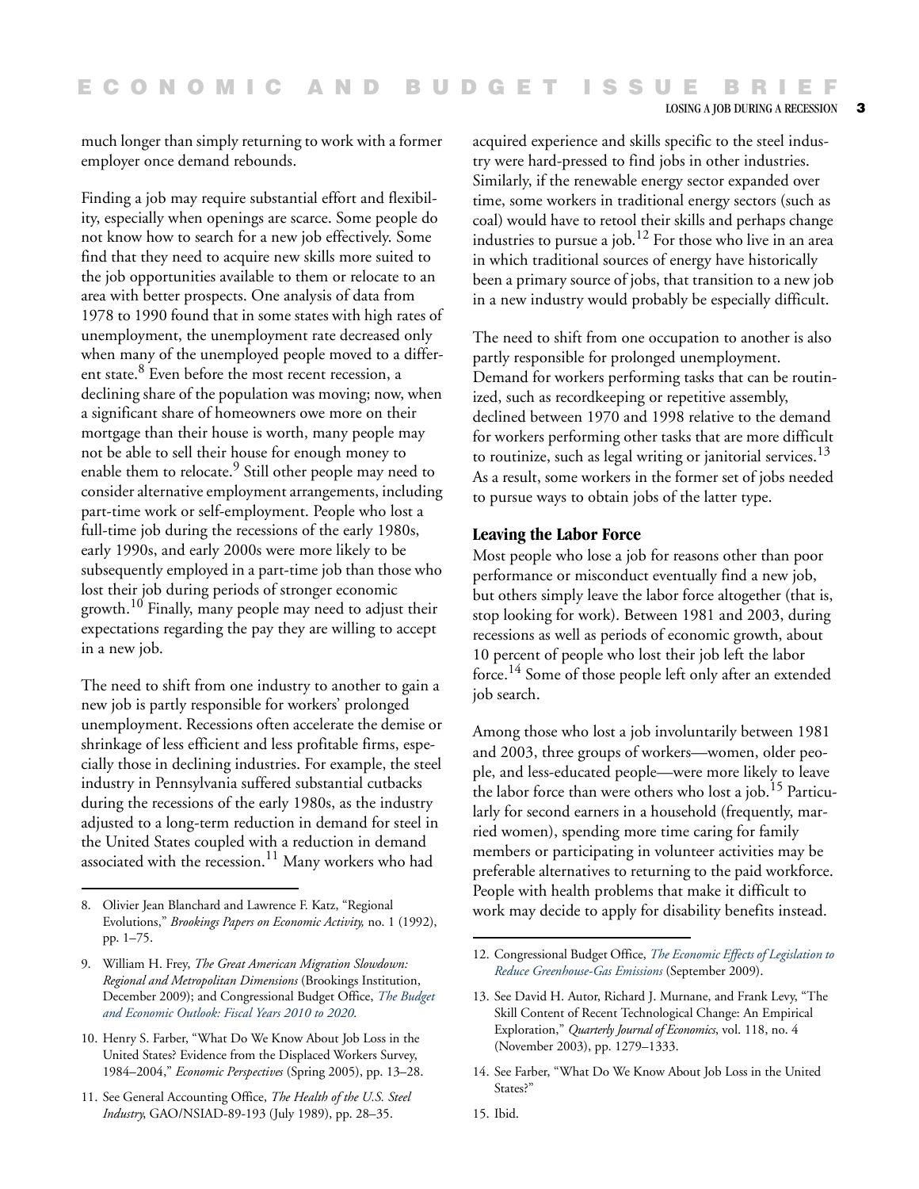much longer than simply returning to work with a former employer once demand rebounds.

Finding a job may require substantial effort and flexibility, especially when openings are scarce. Some people do not know how to search for a new job effectively. Some find that they need to acquire new skills more suited to the job opportunities available to them or relocate to an area with better prospects. One analysis of data from 1978 to 1990 found that in some states with high rates of unemployment, the unemployment rate decreased only when many of the unemployed people moved to a different state.[8] Even before the most recent recession, a declining share of the population was moving; now, when a significant share of homeowners owe more on their mortgage than their house is worth, many people may not be able to sell their house for enough money to enable them to relocate.[9] Still other people may need to consider alternative employment arrangements, including part-time work or self-employment. People who lost a full-time job during the recessions of the early 1980s, early 1990s, and early 2000s were more likely to be subsequently employed in a part-time job than those who lost their job during periods of stronger economic growth.[10] Finally, many people may need to adjust their expectations regarding the pay they are willing to accept in a new job.

The need to shift from one industry to another to gain a new job is partly responsible for workers' prolonged unemployment. Recessions often accelerate the demise or shrinkage of less efficient and less profitable firms, especially those in declining industries. For example, the steel industry in Pennsylvania suffered substantial cutbacks during the recessions of the early 1980s, as the industry adjusted to a long-term reduction in demand for steel in the United States coupled with a reduction in demand associated with the recession.[11] Many workers who had acquired experience and skills specific to the steel industry were hard-pressed to find jobs in other industries. Similarly, if the renewable energy sector expanded over time, some workers in traditional energy sectors (such as coal) would have to retool their skills and perhaps change industries to pursue a job.[12] For those who live in an area in which traditional sources of energy have historically been a primary source of jobs, that transition to a new job in a new industry would probably be especially difficult.

The need to shift from one occupation to another is also partly responsible for prolonged unemployment. Demand for workers performing tasks that can be routinized, such as recordkeeping or repetitive assembly, declined between 1970 and 1998 relative to the demand for workers performing other tasks that are more difficult to routinize, such as legal writing or janitorial services.[13] As a result, some workers in the former set of jobs needed to pursue ways to obtain jobs of the latter type.

### Leaving the Labor Force

Most people who lose a job for reasons other than poor performance or misconduct eventually find a new job, but others simply leave the labor force altogether (that is, stop looking for work). Between 1981 and 2003, during recessions as well as periods of economic growth, about 10 percent of people who lost their job left the labor force.[14] Some of those people left only after an extended job search.

Among those who lost a job involuntarily between 1981 and 2003, three groups of workers—women, older people, and less-educated people—were more likely to leave the labor force than were others who lost a job.[15] Particularly for second earners in a household (frequently, married women), spending more time caring for family members or participating in volunteer activities may be preferable alternatives to returning to the paid workforce. People with health problems that make it difficult to work may decide to apply for disability benefits instead.

---

8. Olivier Jean Blanchard and Lawrence F. Katz, "Regional Evolutions," *Brookings Papers on Economic Activity,* no. 1 (1992), pp. 1–75.

9. William H. Frey, *The Great American Migration Slowdown: Regional and Metropolitan Dimensions* (Brookings Institution, December 2009); and Congressional Budget Office, *The Budget and Economic Outlook: Fiscal Years 2010 to 2020.*

10. Henry S. Farber, "What Do We Know About Job Loss in the United States? Evidence from the Displaced Workers Survey, 1984–2004," *Economic Perspectives* (Spring 2005), pp. 13–28.

11. See General Accounting Office, *The Health of the U.S. Steel Industry,* GAO/NSIAD-89-193 (July 1989), pp. 28–35.

12. Congressional Budget Office, *The Economic Effects of Legislation to Reduce Greenhouse-Gas Emissions* (September 2009).

13. See David H. Autor, Richard J. Murnane, and Frank Levy, "The Skill Content of Recent Technological Change: An Empirical Exploration," *Quarterly Journal of Economics*, vol. 118, no. 4 (November 2003), pp. 1279–1333.

14. See Farber, "What Do We Know About Job Loss in the United States?"

15. Ibid.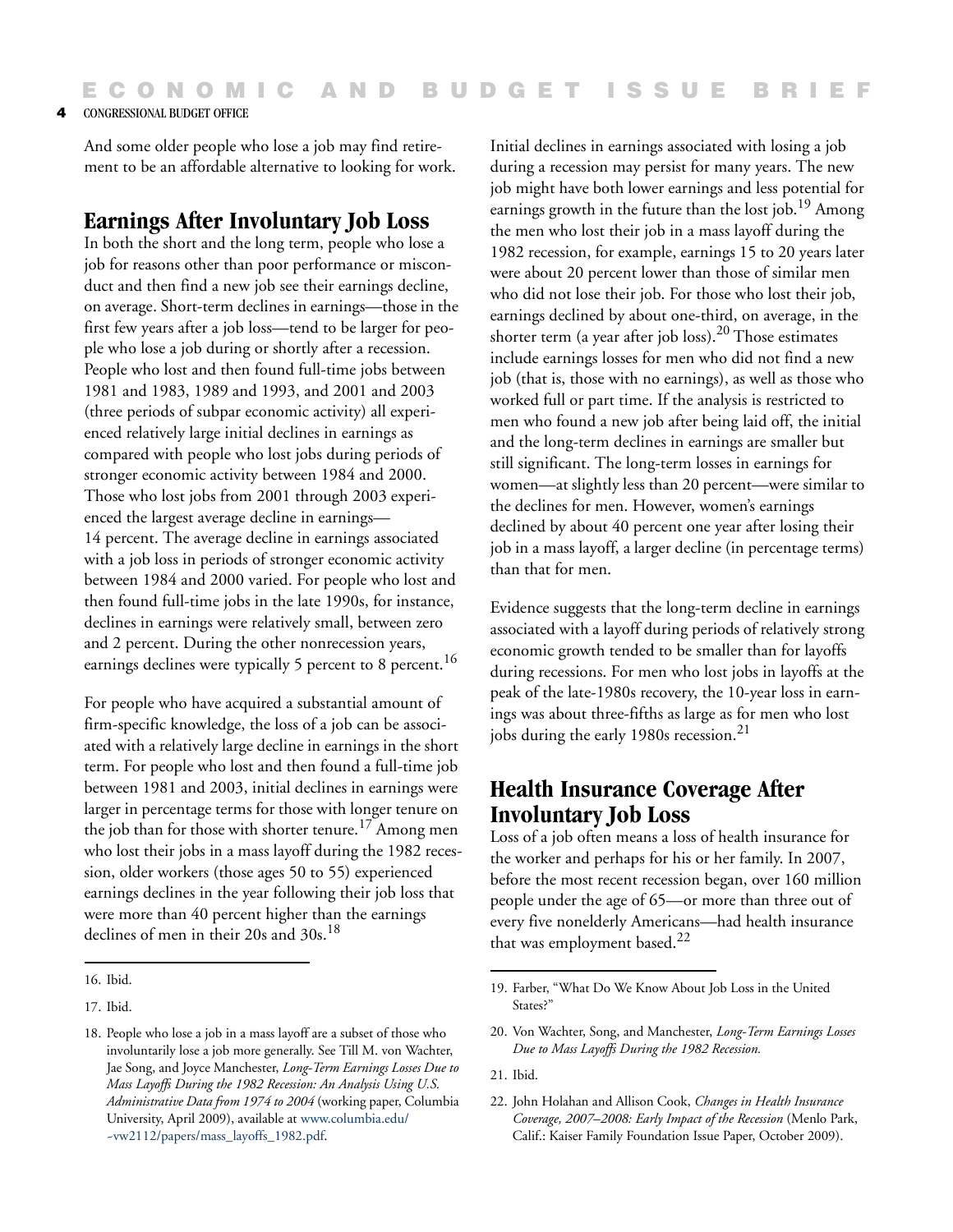And some older people who lose a job may find retirement to be an affordable alternative to looking for work.

## Earnings After Involuntary Job Loss

In both the short and the long term, people who lose a job for reasons other than poor performance or misconduct and then find a new job see their earnings decline, on average. Short-term declines in earnings—those in the first few years after a job loss—tend to be larger for people who lose a job during or shortly after a recession. People who lost and then found full-time jobs between 1981 and 1983, 1989 and 1993, and 2001 and 2003 (three periods of subpar economic activity) all experienced relatively large initial declines in earnings as compared with people who lost jobs during periods of stronger economic activity between 1984 and 2000. Those who lost jobs from 2001 through 2003 experienced the largest average decline in earnings—14 percent. The average decline in earnings associated with a job loss in periods of stronger economic activity between 1984 and 2000 varied. For people who lost and then found full-time jobs in the late 1990s, for instance, declines in earnings were relatively small, between zero and 2 percent. During the other nonrecession years, earnings declines were typically 5 percent to 8 percent.[16]

For people who have acquired a substantial amount of firm-specific knowledge, the loss of a job can be associated with a relatively large decline in earnings in the short term. For people who lost and then found a full-time job between 1981 and 2003, initial declines in earnings were larger in percentage terms for those with longer tenure on the job than for those with shorter tenure.[17] Among men who lost their jobs in a mass layoff during the 1982 recession, older workers (those ages 50 to 55) experienced earnings declines in the year following their job loss that were more than 40 percent higher than the earnings declines of men in their 20s and 30s.[18]

Initial declines in earnings associated with losing a job during a recession may persist for many years. The new job might have both lower earnings and less potential for earnings growth in the future than the lost job.[19] Among the men who lost their job in a mass layoff during the 1982 recession, for example, earnings 15 to 20 years later were about 20 percent lower than those of similar men who did not lose their job. For those who lost their job, earnings declined by about one-third, on average, in the shorter term (a year after job loss).[20] Those estimates include earnings losses for men who did not find a new job (that is, those with no earnings), as well as those who worked full or part time. If the analysis is restricted to men who found a new job after being laid off, the initial and the long-term declines in earnings are smaller but still significant. The long-term losses in earnings for women—at slightly less than 20 percent—were similar to the declines for men. However, women's earnings declined by about 40 percent one year after losing their job in a mass layoff, a larger decline (in percentage terms) than that for men.

Evidence suggests that the long-term decline in earnings associated with a layoff during periods of relatively strong economic growth tended to be smaller than for layoffs during recessions. For men who lost jobs in layoffs at the peak of the late-1980s recovery, the 10-year loss in earnings was about three-fifths as large as for men who lost jobs during the early 1980s recession.[21]

## Health Insurance Coverage After Involuntary Job Loss

Loss of a job often means a loss of health insurance for the worker and perhaps for his or her family. In 2007, before the most recent recession began, over 160 million people under the age of 65—or more than three out of every five nonelderly Americans—had health insurance that was employment based.[22]

---

16. Ibid.

17. Ibid.

18. People who lose a job in a mass layoff are a subset of those who involuntarily lose a job more generally. See Till M. von Wachter, Jae Song, and Joyce Manchester, *Long-Term Earnings Losses Due to Mass Layoffs During the 1982 Recession: An Analysis Using U.S. Administrative Data from 1974 to 2004* (working paper, Columbia University, April 2009), available at www.columbia.edu/~vw2112/papers/mass_layoffs_1982.pdf.

19. Farber, "What Do We Know About Job Loss in the United States?"

20. Von Wachter, Song, and Manchester, *Long-Term Earnings Losses Due to Mass Layoffs During the 1982 Recession.*

21. Ibid.

22. John Holahan and Allison Cook, *Changes in Health Insurance Coverage, 2007–2008: Early Impact of the Recession* (Menlo Park, Calif.: Kaiser Family Foundation Issue Paper, October 2009).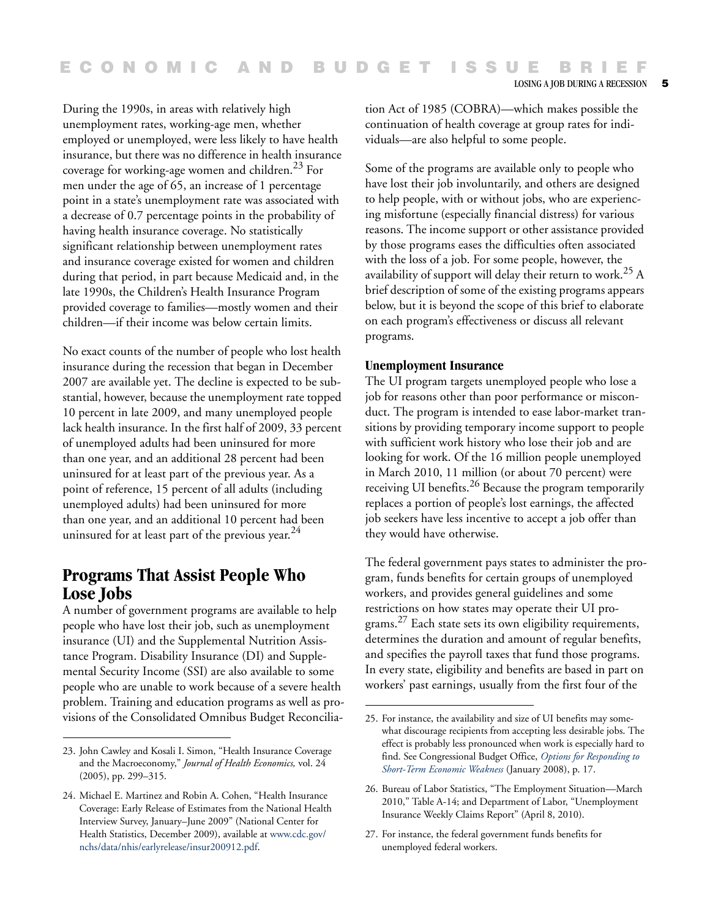During the 1990s, in areas with relatively high unemployment rates, working-age men, whether employed or unemployed, were less likely to have health insurance, but there was no difference in health insurance coverage for working-age women and children.[23] For men under the age of 65, an increase of 1 percentage point in a state's unemployment rate was associated with a decrease of 0.7 percentage points in the probability of having health insurance coverage. No statistically significant relationship between unemployment rates and insurance coverage existed for women and children during that period, in part because Medicaid and, in the late 1990s, the Children's Health Insurance Program provided coverage to families—mostly women and their children—if their income was below certain limits.

No exact counts of the number of people who lost health insurance during the recession that began in December 2007 are available yet. The decline is expected to be substantial, however, because the unemployment rate topped 10 percent in late 2009, and many unemployed people lack health insurance. In the first half of 2009, 33 percent of unemployed adults had been uninsured for more than one year, and an additional 28 percent had been uninsured for at least part of the previous year. As a point of reference, 15 percent of all adults (including unemployed adults) had been uninsured for more than one year, and an additional 10 percent had been uninsured for at least part of the previous year.[24]

## Programs That Assist People Who Lose Jobs

A number of government programs are available to help people who have lost their job, such as unemployment insurance (UI) and the Supplemental Nutrition Assistance Program. Disability Insurance (DI) and Supplemental Security Income (SSI) are also available to some people who are unable to work because of a severe health problem. Training and education programs as well as provisions of the Consolidated Omnibus Budget Reconciliation Act of 1985 (COBRA)—which makes possible the continuation of health coverage at group rates for individuals—are also helpful to some people.

Some of the programs are available only to people who have lost their job involuntarily, and others are designed to help people, with or without jobs, who are experiencing misfortune (especially financial distress) for various reasons. The income support or other assistance provided by those programs eases the difficulties often associated with the loss of a job. For some people, however, the availability of support will delay their return to work.[25] A brief description of some of the existing programs appears below, but it is beyond the scope of this brief to elaborate on each program's effectiveness or discuss all relevant programs.

### Unemployment Insurance

The UI program targets unemployed people who lose a job for reasons other than poor performance or misconduct. The program is intended to ease labor-market transitions by providing temporary income support to people with sufficient work history who lose their job and are looking for work. Of the 16 million people unemployed in March 2010, 11 million (or about 70 percent) were receiving UI benefits.[26] Because the program temporarily replaces a portion of people's lost earnings, the affected job seekers have less incentive to accept a job offer than they would have otherwise.

The federal government pays states to administer the program, funds benefits for certain groups of unemployed workers, and provides general guidelines and some restrictions on how states may operate their UI programs.[27] Each state sets its own eligibility requirements, determines the duration and amount of regular benefits, and specifies the payroll taxes that fund those programs. In every state, eligibility and benefits are based in part on workers' past earnings, usually from the first four of the

---

23. John Cawley and Kosali I. Simon, "Health Insurance Coverage and the Macroeconomy," *Journal of Health Economics,* vol. 24 (2005), pp. 299–315.

24. Michael E. Martinez and Robin A. Cohen, "Health Insurance Coverage: Early Release of Estimates from the National Health Interview Survey, January–June 2009" (National Center for Health Statistics, December 2009), available at www.cdc.gov/nchs/data/nhis/earlyrelease/insur200912.pdf.

25. For instance, the availability and size of UI benefits may somewhat discourage recipients from accepting less desirable jobs. The effect is probably less pronounced when work is especially hard to find. See Congressional Budget Office, *Options for Responding to Short-Term Economic Weakness* (January 2008), p. 17.

26. Bureau of Labor Statistics, "The Employment Situation—March 2010," Table A-14; and Department of Labor, "Unemployment Insurance Weekly Claims Report" (April 8, 2010).

27. For instance, the federal government funds benefits for unemployed federal workers.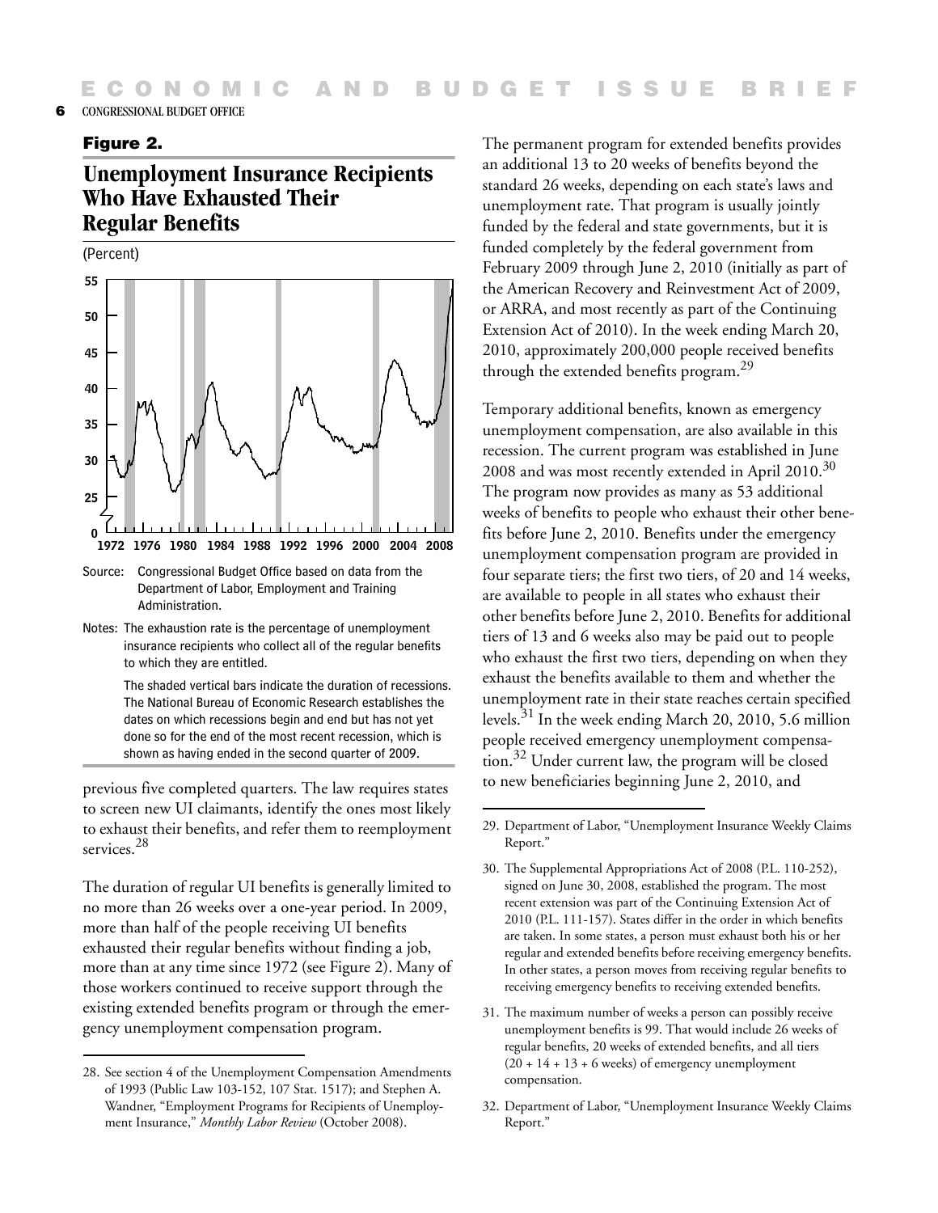## Figure 2.

## Unemployment Insurance Recipients Who Have Exhausted Their Regular Benefits

(Percent)

Source: Congressional Budget Office based on data from the Department of Labor, Employment and Training Administration.

Notes: The exhaustion rate is the percentage of unemployment insurance recipients who collect all of the regular benefits to which they are entitled.

The shaded vertical bars indicate the duration of recessions. The National Bureau of Economic Research establishes the dates on which recessions begin and end but has not yet done so for the end of the most recent recession, which is shown as having ended in the second quarter of 2009.

previous five completed quarters. The law requires states to screen new UI claimants, identify the ones most likely to exhaust their benefits, and refer them to reemployment services.[28]

The duration of regular UI benefits is generally limited to no more than 26 weeks over a one-year period. In 2009, more than half of the people receiving UI benefits exhausted their regular benefits without finding a job, more than at any time since 1972 (see Figure 2). Many of those workers continued to receive support through the existing extended benefits program or through the emergency unemployment compensation program.

The permanent program for extended benefits provides an additional 13 to 20 weeks of benefits beyond the standard 26 weeks, depending on each state's laws and unemployment rate. That program is usually jointly funded by the federal and state governments, but it is funded completely by the federal government from February 2009 through June 2, 2010 (initially as part of the American Recovery and Reinvestment Act of 2009, or ARRA, and most recently as part of the Continuing Extension Act of 2010). In the week ending March 20, 2010, approximately 200,000 people received benefits through the extended benefits program.[29]

Temporary additional benefits, known as emergency unemployment compensation, are also available in this recession. The current program was established in June 2008 and was most recently extended in April 2010.[30] The program now provides as many as 53 additional weeks of benefits to people who exhaust their other benefits before June 2, 2010. Benefits under the emergency unemployment compensation program are provided in four separate tiers; the first two tiers, of 20 and 14 weeks, are available to people in all states who exhaust their other benefits before June 2, 2010. Benefits for additional tiers of 13 and 6 weeks also may be paid out to people who exhaust the first two tiers, depending on when they exhaust the benefits available to them and whether the unemployment rate in their state reaches certain specified levels.[31] In the week ending March 20, 2010, 5.6 million people received emergency unemployment compensation.[32] Under current law, the program will be closed to new beneficiaries beginning June 2, 2010, and

28. See section 4 of the Unemployment Compensation Amendments of 1993 (Public Law 103-152, 107 Stat. 1517); and Stephen A. Wandner, "Employment Programs for Recipients of Unemployment Insurance," *Monthly Labor Review* (October 2008).

29. Department of Labor, "Unemployment Insurance Weekly Claims Report."

30. The Supplemental Appropriations Act of 2008 (P.L. 110-252), signed on June 30, 2008, established the program. The most recent extension was part of the Continuing Extension Act of 2010 (P.L. 111-157). States differ in the order in which benefits are taken. In some states, a person must exhaust both his or her regular and extended benefits before receiving emergency benefits. In other states, a person moves from receiving regular benefits to receiving emergency benefits to receiving extended benefits.

31. The maximum number of weeks a person can possibly receive unemployment benefits is 99. That would include 26 weeks of regular benefits, 20 weeks of extended benefits, and all tiers (20 + 14 + 13 + 6 weeks) of emergency unemployment compensation.

32. Department of Labor, "Unemployment Insurance Weekly Claims Report."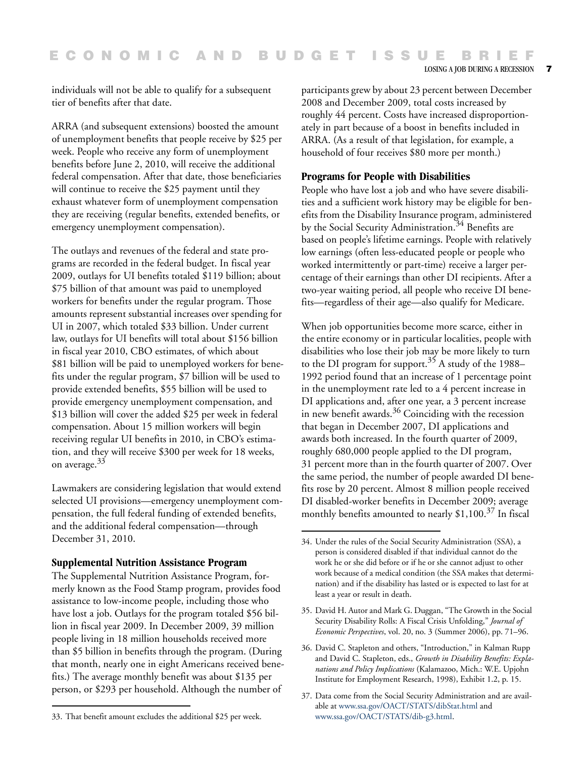individuals will not be able to qualify for a subsequent tier of benefits after that date.

ARRA (and subsequent extensions) boosted the amount of unemployment benefits that people receive by $25 per week. People who receive any form of unemployment benefits before June 2, 2010, will receive the additional federal compensation. After that date, those beneficiaries will continue to receive the $25 payment until they exhaust whatever form of unemployment compensation they are receiving (regular benefits, extended benefits, or emergency unemployment compensation).

The outlays and revenues of the federal and state programs are recorded in the federal budget. In fiscal year 2009, outlays for UI benefits totaled $119 billion; about $75 billion of that amount was paid to unemployed workers for benefits under the regular program. Those amounts represent substantial increases over spending for UI in 2007, which totaled $33 billion. Under current law, outlays for UI benefits will total about $156 billion in fiscal year 2010, CBO estimates, of which about $81 billion will be paid to unemployed workers for benefits under the regular program, $7 billion will be used to provide extended benefits, $55 billion will be used to provide emergency unemployment compensation, and $13 billion will cover the added $25 per week in federal compensation. About 15 million workers will begin receiving regular UI benefits in 2010, in CBO's estimation, and they will receive $300 per week for 18 weeks, on average.[33]

Lawmakers are considering legislation that would extend selected UI provisions—emergency unemployment compensation, the full federal funding of extended benefits, and the additional federal compensation—through December 31, 2010.

### Supplemental Nutrition Assistance Program

The Supplemental Nutrition Assistance Program, formerly known as the Food Stamp program, provides food assistance to low-income people, including those who have lost a job. Outlays for the program totaled $56 billion in fiscal year 2009. In December 2009, 39 million people living in 18 million households received more than $5 billion in benefits through the program. (During that month, nearly one in eight Americans received benefits.) The average monthly benefit was about $135 per person, or $293 per household. Although the number of participants grew by about 23 percent between December 2008 and December 2009, total costs increased by roughly 44 percent. Costs have increased disproportionately in part because of a boost in benefits included in ARRA. (As a result of that legislation, for example, a household of four receives $80 more per month.)

### Programs for People with Disabilities

People who have lost a job and who have severe disabilities and a sufficient work history may be eligible for benefits from the Disability Insurance program, administered by the Social Security Administration.[34] Benefits are based on people's lifetime earnings. People with relatively low earnings (often less-educated people or people who worked intermittently or part-time) receive a larger percentage of their earnings than other DI recipients. After a two-year waiting period, all people who receive DI benefits—regardless of their age—also qualify for Medicare.

When job opportunities become more scarce, either in the entire economy or in particular localities, people with disabilities who lose their job may be more likely to turn to the DI program for support.[35] A study of the 1988–1992 period found that an increase of 1 percentage point in the unemployment rate led to a 4 percent increase in DI applications and, after one year, a 3 percent increase in new benefit awards.[36] Coinciding with the recession that began in December 2007, DI applications and awards both increased. In the fourth quarter of 2009, roughly 680,000 people applied to the DI program, 31 percent more than in the fourth quarter of 2007. Over the same period, the number of people awarded DI benefits rose by 20 percent. Almost 8 million people received DI disabled-worker benefits in December 2009; average monthly benefits amounted to nearly $1,100.[37] In fiscal

---

33. That benefit amount excludes the additional $25 per week.

34. Under the rules of the Social Security Administration (SSA), a person is considered disabled if that individual cannot do the work he or she did before or if he or she cannot adjust to other work because of a medical condition (the SSA makes that determination) and if the disability has lasted or is expected to last for at least a year or result in death.

35. David H. Autor and Mark G. Duggan, "The Growth in the Social Security Disability Rolls: A Fiscal Crisis Unfolding," *Journal of Economic Perspectives*, vol. 20, no. 3 (Summer 2006), pp. 71–96.

36. David C. Stapleton and others, "Introduction," in Kalman Rupp and David C. Stapleton, eds., *Growth in Disability Benefits: Explanations and Policy Implications* (Kalamazoo, Mich.: W.E. Upjohn Institute for Employment Research, 1998), Exhibit 1.2, p. 15.

37. Data come from the Social Security Administration and are available at www.ssa.gov/OACT/STATS/dibStat.html and www.ssa.gov/OACT/STATS/dib-g3.html.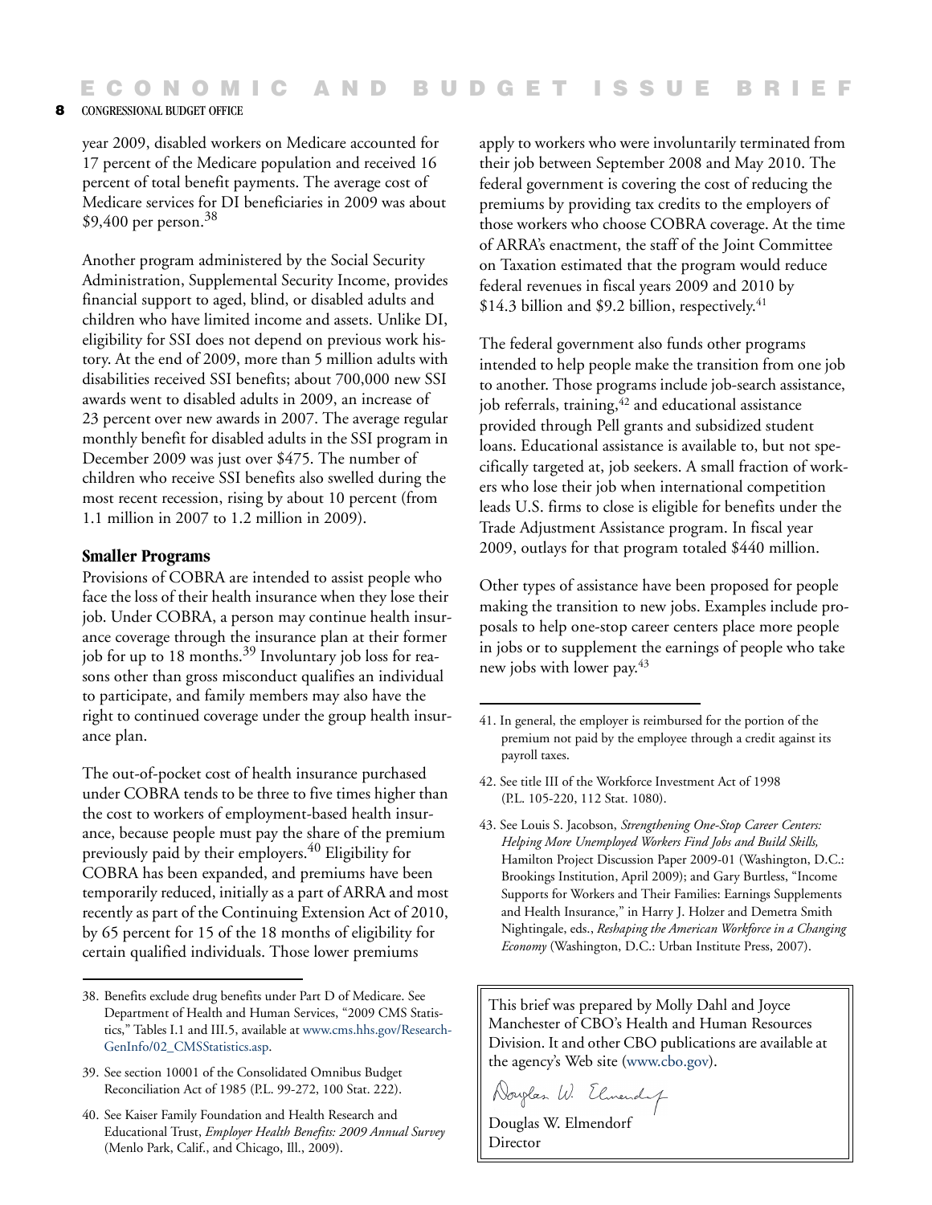year 2009, disabled workers on Medicare accounted for 17 percent of the Medicare population and received 16 percent of total benefit payments. The average cost of Medicare services for DI beneficiaries in 2009 was about $9,400 per person.[38]

Another program administered by the Social Security Administration, Supplemental Security Income, provides financial support to aged, blind, or disabled adults and children who have limited income and assets. Unlike DI, eligibility for SSI does not depend on previous work history. At the end of 2009, more than 5 million adults with disabilities received SSI benefits; about 700,000 new SSI awards went to disabled adults in 2009, an increase of 23 percent over new awards in 2007. The average regular monthly benefit for disabled adults in the SSI program in December 2009 was just over $475. The number of children who receive SSI benefits also swelled during the most recent recession, rising by about 10 percent (from 1.1 million in 2007 to 1.2 million in 2009).

### Smaller Programs

Provisions of COBRA are intended to assist people who face the loss of their health insurance when they lose their job. Under COBRA, a person may continue health insurance coverage through the insurance plan at their former job for up to 18 months.[39] Involuntary job loss for reasons other than gross misconduct qualifies an individual to participate, and family members may also have the right to continued coverage under the group health insurance plan.

The out-of-pocket cost of health insurance purchased under COBRA tends to be three to five times higher than the cost to workers of employment-based health insurance, because people must pay the share of the premium previously paid by their employers.[40] Eligibility for COBRA has been expanded, and premiums have been temporarily reduced, initially as a part of ARRA and most recently as part of the Continuing Extension Act of 2010, by 65 percent for 15 of the 18 months of eligibility for certain qualified individuals. Those lower premiums apply to workers who were involuntarily terminated from their job between September 2008 and May 2010. The federal government is covering the cost of reducing the premiums by providing tax credits to the employers of those workers who choose COBRA coverage. At the time of ARRA's enactment, the staff of the Joint Committee on Taxation estimated that the program would reduce federal revenues in fiscal years 2009 and 2010 by $14.3 billion and $9.2 billion, respectively.[41]

The federal government also funds other programs intended to help people make the transition from one job to another. Those programs include job-search assistance, job referrals, training,[42] and educational assistance provided through Pell grants and subsidized student loans. Educational assistance is available to, but not specifically targeted at, job seekers. A small fraction of workers who lose their job when international competition leads U.S. firms to close is eligible for benefits under the Trade Adjustment Assistance program. In fiscal year 2009, outlays for that program totaled $440 million.

Other types of assistance have been proposed for people making the transition to new jobs. Examples include proposals to help one-stop career centers place more people in jobs or to supplement the earnings of people who take new jobs with lower pay.[43]

---

38. Benefits exclude drug benefits under Part D of Medicare. See Department of Health and Human Services, "2009 CMS Statistics," Tables I.1 and III.5, available at www.cms.hhs.gov/Research-GenInfo/02_CMSStatistics.asp.

39. See section 10001 of the Consolidated Omnibus Budget Reconciliation Act of 1985 (P.L. 99-272, 100 Stat. 222).

40. See Kaiser Family Foundation and Health Research and Educational Trust, *Employer Health Benefits: 2009 Annual Survey* (Menlo Park, Calif., and Chicago, Ill., 2009).

41. In general, the employer is reimbursed for the portion of the premium not paid by the employee through a credit against its payroll taxes.

42. See title III of the Workforce Investment Act of 1998 (P.L. 105-220, 112 Stat. 1080).

43. See Louis S. Jacobson, *Strengthening One-Stop Career Centers: Helping More Unemployed Workers Find Jobs and Build Skills,* Hamilton Project Discussion Paper 2009-01 (Washington, D.C.: Brookings Institution, April 2009); and Gary Burtless, "Income Supports for Workers and Their Families: Earnings Supplements and Health Insurance," in Harry J. Holzer and Demetra Smith Nightingale, eds., *Reshaping the American Workforce in a Changing Economy* (Washington, D.C.: Urban Institute Press, 2007).

---

This brief was prepared by Molly Dahl and Joyce Manchester of CBO's Health and Human Resources Division. It and other CBO publications are available at the agency's Web site (www.cbo.gov).

Douglas W. Elmendorf
Director